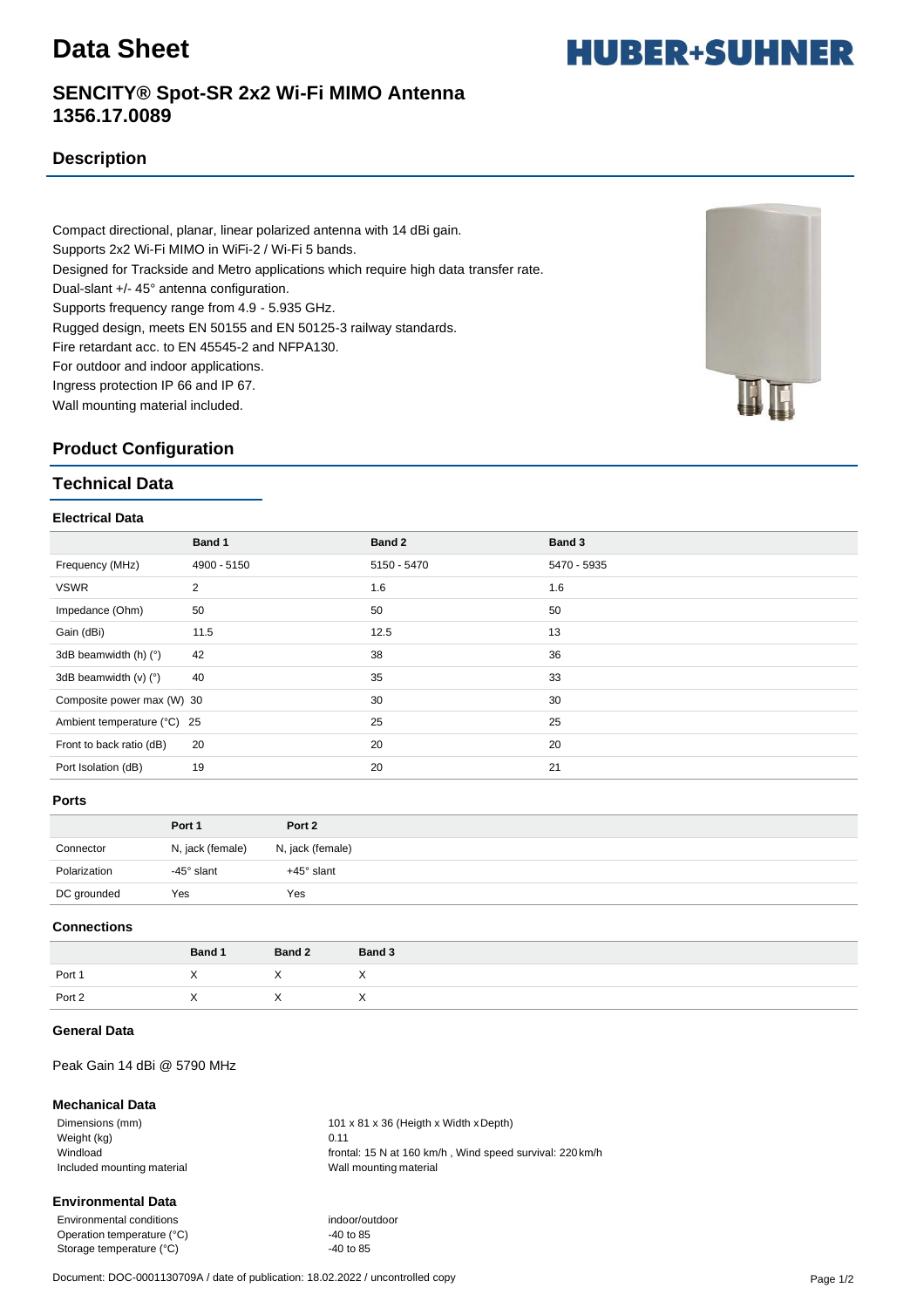# Data Sheet

HUBER+SUHNER

## SENCITY® Spot-SR 2x2 Wi-Fi MIMO Antenna 1356.17.0089

## Description

Compact directional, planar, linear polarized antenna with 14 dBi gain.
Supports 2x2 Wi-Fi MIMO in WiFi-2 / Wi-Fi 5 bands.
Designed for Trackside and Metro applications which require high data transfer rate.
Dual-slant +/- 45° antenna configuration.
Supports frequency range from 4.9 - 5.935 GHz.
Rugged design, meets EN 50155 and EN 50125-3 railway standards.
Fire retardant acc. to EN 45545-2 and NFPA130.
For outdoor and indoor applications.
Ingress protection IP 66 and IP 67.
Wall mounting material included.

## Product Configuration

## Technical Data

### Electrical Data

| | Band 1 | Band 2 | Band 3 |
|---|---|---|---|
| Frequency (MHz) | 4900 - 5150 | 5150 - 5470 | 5470 - 5935 |
| VSWR | 2 | 1.6 | 1.6 |
| Impedance (Ohm) | 50 | 50 | 50 |
| Gain (dBi) | 11.5 | 12.5 | 13 |
| 3dB beamwidth (h) (°) | 42 | 38 | 36 |
| 3dB beamwidth (v) (°) | 40 | 35 | 33 |
| Composite power max (W) | 30 | 30 | 30 |
| Ambient temperature (°C) | 25 | 25 | 25 |
| Front to back ratio (dB) | 20 | 20 | 20 |
| Port Isolation (dB) | 19 | 20 | 21 |

### Ports

| | Port 1 | Port 2 |
|---|---|---|
| Connector | N, jack (female) | N, jack (female) |
| Polarization | -45° slant | +45° slant |
| DC grounded | Yes | Yes |

### Connections

| | Band 1 | Band 2 | Band 3 |
|---|---|---|---|
| Port 1 | X | X | X |
| Port 2 | X | X | X |

### General Data

Peak Gain 14 dBi @ 5790 MHz

### Mechanical Data

| | |
|---|---|
| Dimensions (mm) | 101 x 81 x 36 (Heigth x Width x Depth) |
| Weight (kg) | 0.11 |
| Windload | frontal: 15 N at 160 km/h , Wind speed survival: 220 km/h |
| Included mounting material | Wall mounting material |

### Environmental Data

| | |
|---|---|
| Environmental conditions | indoor/outdoor |
| Operation temperature (°C) | -40 to 85 |
| Storage temperature (°C) | -40 to 85 |

Document: DOC-0001130709A / date of publication: 18.02.2022 / uncontrolled copy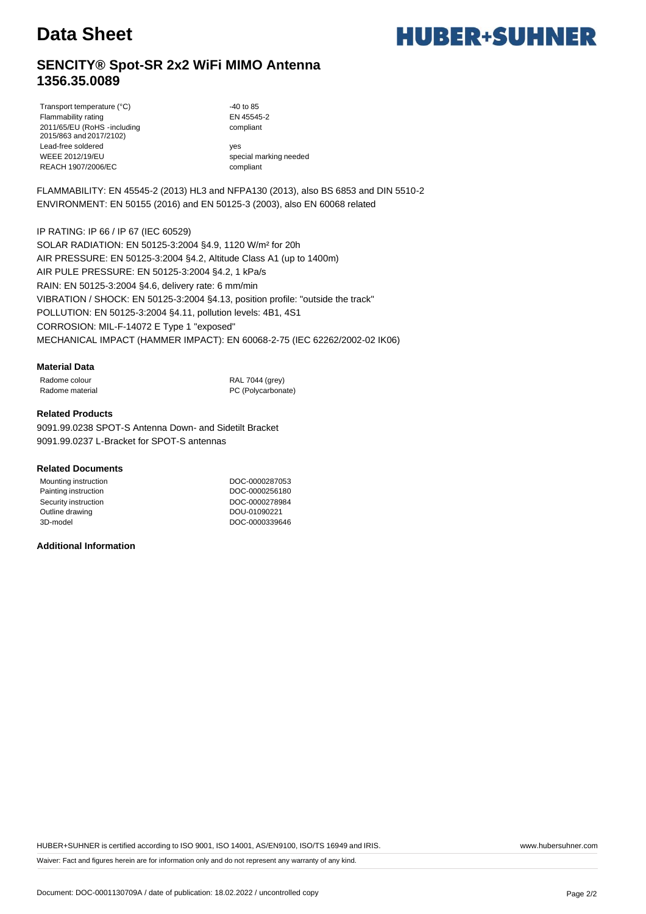# Data Sheet

## SENCITY® Spot-SR 2x2 WiFi MIMO Antenna 1356.35.0089

| | |
|---|---|
| Transport temperature (°C) | -40 to 85 |
| Flammability rating | EN 45545-2 |
| 2011/65/EU (RoHS -including 2015/863 and 2017/2102) | compliant |
| Lead-free soldered | yes |
| WEEE 2012/19/EU | special marking needed |
| REACH 1907/2006/EC | compliant |

FLAMMABILITY: EN 45545-2 (2013) HL3 and NFPA130 (2013), also BS 6853 and DIN 5510-2
ENVIRONMENT: EN 50155 (2016) and EN 50125-3 (2003), also EN 60068 related

IP RATING: IP 66 / IP 67 (IEC 60529)
SOLAR RADIATION: EN 50125-3:2004 §4.9, 1120 W/m² for 20h
AIR PRESSURE: EN 50125-3:2004 §4.2, Altitude Class A1 (up to 1400m)
AIR PULE PRESSURE: EN 50125-3:2004 §4.2, 1 kPa/s
RAIN: EN 50125-3:2004 §4.6, delivery rate: 6 mm/min
VIBRATION / SHOCK: EN 50125-3:2004 §4.13, position profile: "outside the track"
POLLUTION: EN 50125-3:2004 §4.11, pollution levels: 4B1, 4S1
CORROSION: MIL-F-14072 E Type 1 "exposed"
MECHANICAL IMPACT (HAMMER IMPACT): EN 60068-2-75 (IEC 62262/2002-02 IK06)

### Material Data

| | |
|---|---|
| Radome colour | RAL 7044 (grey) |
| Radome material | PC (Polycarbonate) |

### Related Products

9091.99.0238 SPOT-S Antenna Down- and Sidetilt Bracket
9091.99.0237 L-Bracket for SPOT-S antennas

### Related Documents

| | |
|---|---|
| Mounting instruction | DOC-0000287053 |
| Painting instruction | DOC-0000256180 |
| Security instruction | DOC-0000278984 |
| Outline drawing | DOU-01090221 |
| 3D-model | DOC-0000339646 |

### Additional Information

HUBER+SUHNER is certified according to ISO 9001, ISO 14001, AS/EN9100, ISO/TS 16949 and IRIS.

Waiver: Fact and figures herein are for information only and do not represent any warranty of any kind.

Document: DOC-0001130709A / date of publication: 18.02.2022 / uncontrolled copy